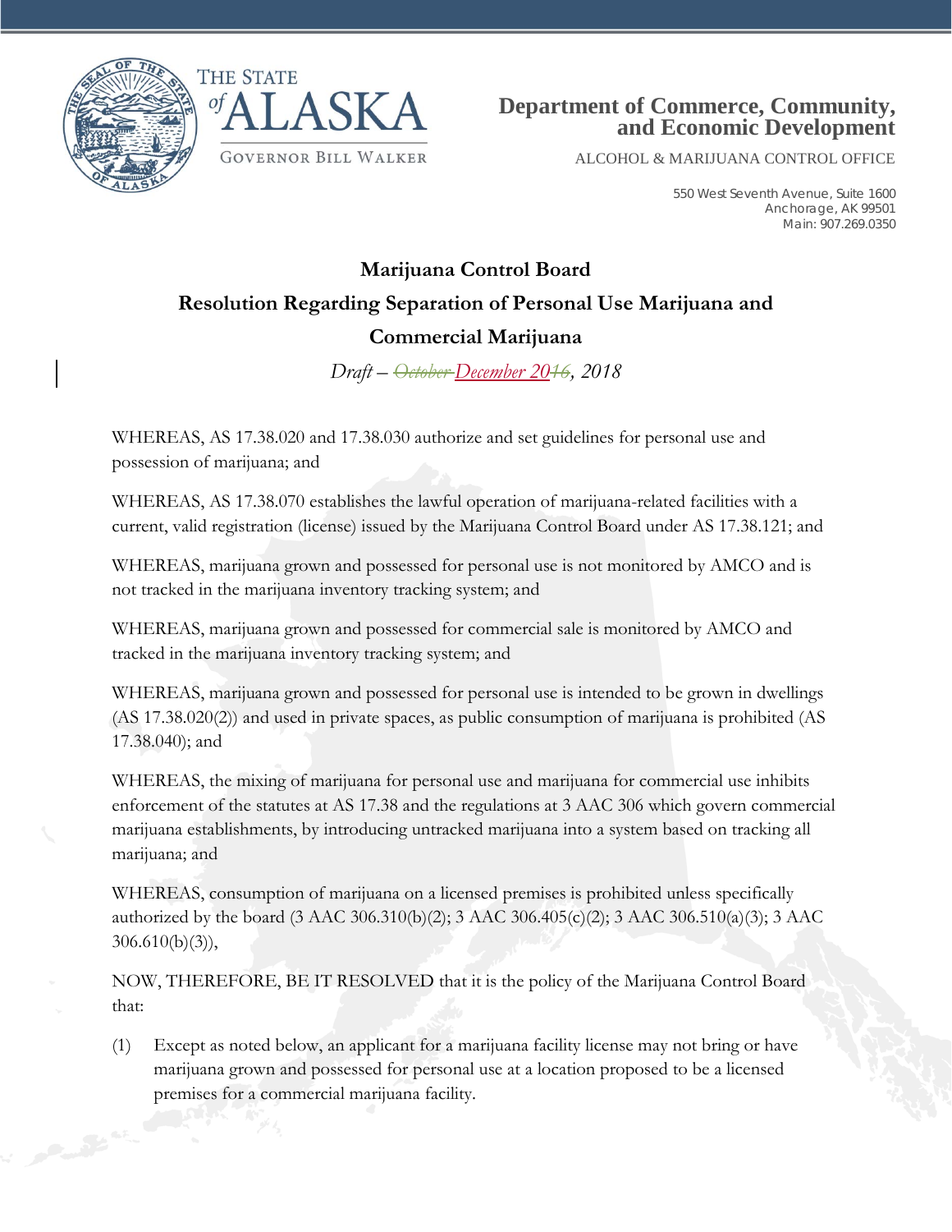THE STATE of ALASKA

GOVERNOR BILL WALKER

**Department of Commerce, Community, and Economic Development**

ALCOHOL & MARIJUANA CONTROL OFFICE

550 West Seventh Avenue, Suite 1600
Anchorage, AK 99501
Main: 907.269.0350

## Marijuana Control Board

## Resolution Regarding Separation of Personal Use Marijuana and Commercial Marijuana

*Draft – ~~October~~ December 20~~16~~, 2018*

WHEREAS, AS 17.38.020 and 17.38.030 authorize and set guidelines for personal use and possession of marijuana; and

WHEREAS, AS 17.38.070 establishes the lawful operation of marijuana-related facilities with a current, valid registration (license) issued by the Marijuana Control Board under AS 17.38.121; and

WHEREAS, marijuana grown and possessed for personal use is not monitored by AMCO and is not tracked in the marijuana inventory tracking system; and

WHEREAS, marijuana grown and possessed for commercial sale is monitored by AMCO and tracked in the marijuana inventory tracking system; and

WHEREAS, marijuana grown and possessed for personal use is intended to be grown in dwellings (AS 17.38.020(2)) and used in private spaces, as public consumption of marijuana is prohibited (AS 17.38.040); and

WHEREAS, the mixing of marijuana for personal use and marijuana for commercial use inhibits enforcement of the statutes at AS 17.38 and the regulations at 3 AAC 306 which govern commercial marijuana establishments, by introducing untracked marijuana into a system based on tracking all marijuana; and

WHEREAS, consumption of marijuana on a licensed premises is prohibited unless specifically authorized by the board (3 AAC 306.310(b)(2); 3 AAC 306.405(c)(2); 3 AAC 306.510(a)(3); 3 AAC 306.610(b)(3)),

NOW, THEREFORE, BE IT RESOLVED that it is the policy of the Marijuana Control Board that:

(1) Except as noted below, an applicant for a marijuana facility license may not bring or have marijuana grown and possessed for personal use at a location proposed to be a licensed premises for a commercial marijuana facility.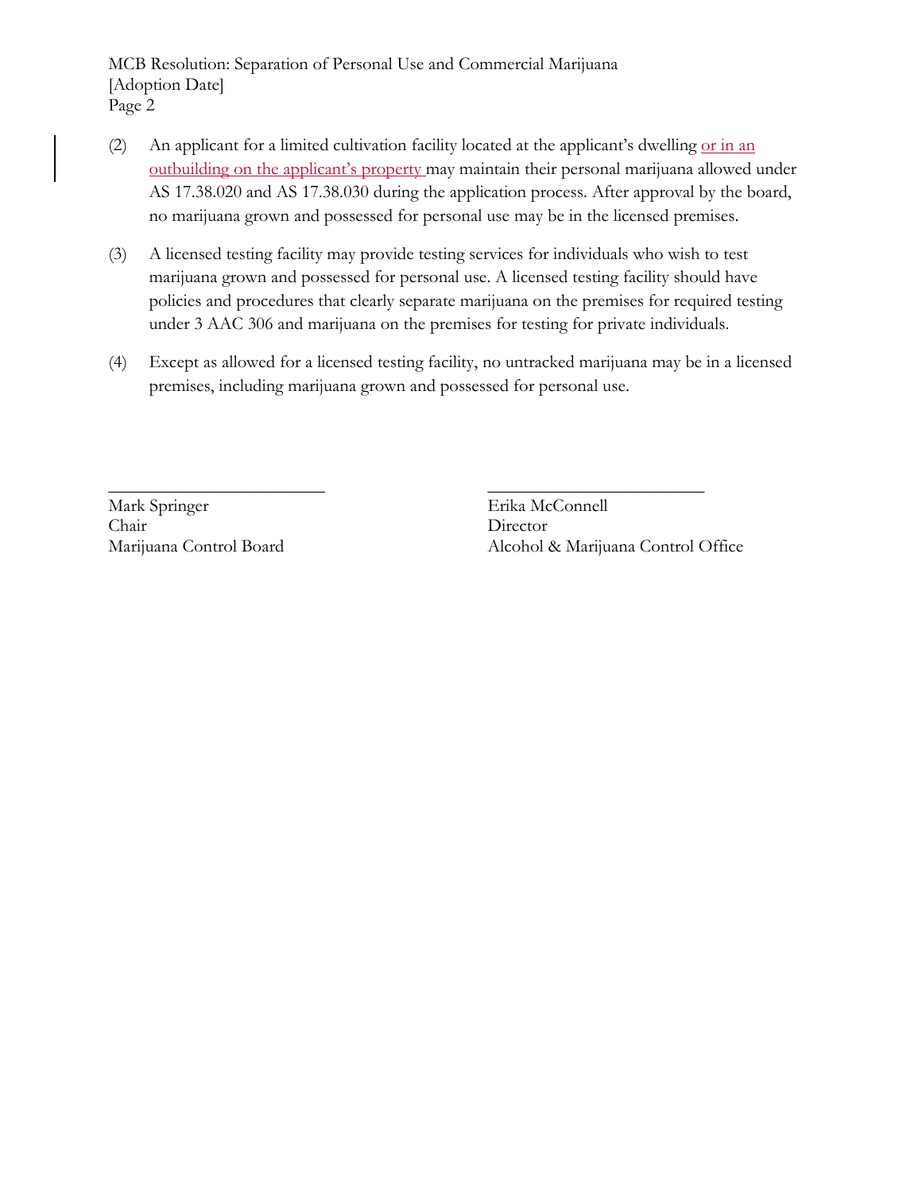(2) An applicant for a limited cultivation facility located at the applicant's dwelling or in an outbuilding on the applicant's property may maintain their personal marijuana allowed under AS 17.38.020 and AS 17.38.030 during the application process. After approval by the board, no marijuana grown and possessed for personal use may be in the licensed premises.

(3) A licensed testing facility may provide testing services for individuals who wish to test marijuana grown and possessed for personal use. A licensed testing facility should have policies and procedures that clearly separate marijuana on the premises for required testing under 3 AAC 306 and marijuana on the premises for testing for private individuals.

(4) Except as allowed for a licensed testing facility, no untracked marijuana may be in a licensed premises, including marijuana grown and possessed for personal use.

\_\_\_\_\_\_\_\_\_\_\_\_\_\_\_\_\_\_\_\_\_\_\_\_\_\_
Mark Springer
Chair
Marijuana Control Board

\_\_\_\_\_\_\_\_\_\_\_\_\_\_\_\_\_\_\_\_\_\_\_\_\_\_
Erika McConnell
Director
Alcohol & Marijuana Control Office